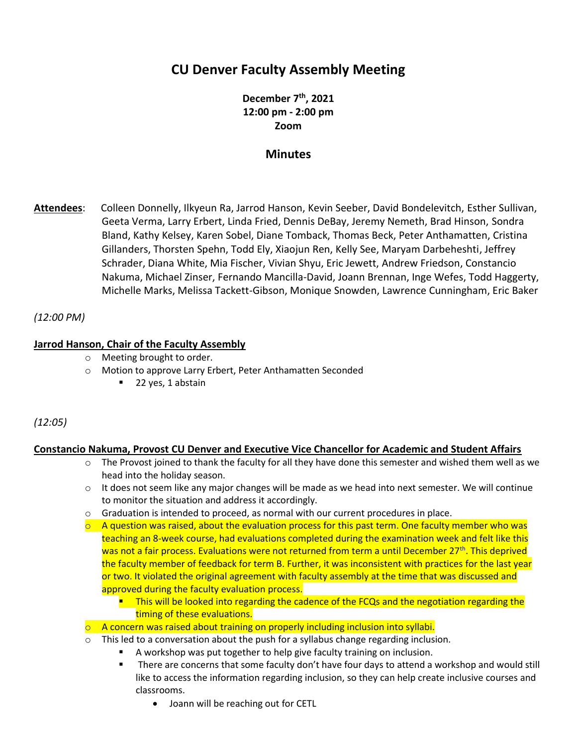# CU Denver Faculty Assembly Meeting

**December 7th, 2021**
**12:00 pm - 2:00 pm**
**Zoom**

## Minutes

**Attendees**: Colleen Donnelly, Ilkyeun Ra, Jarrod Hanson, Kevin Seeber, David Bondelevitch, Esther Sullivan, Geeta Verma, Larry Erbert, Linda Fried, Dennis DeBay, Jeremy Nemeth, Brad Hinson, Sondra Bland, Kathy Kelsey, Karen Sobel, Diane Tomback, Thomas Beck, Peter Anthamatten, Cristina Gillanders, Thorsten Spehn, Todd Ely, Xiaojun Ren, Kelly See, Maryam Darbeheshti, Jeffrey Schrader, Diana White, Mia Fischer, Vivian Shyu, Eric Jewett, Andrew Friedson, Constancio Nakuma, Michael Zinser, Fernando Mancilla-David, Joann Brennan, Inge Wefes, Todd Haggerty, Michelle Marks, Melissa Tackett-Gibson, Monique Snowden, Lawrence Cunningham, Eric Baker

*(12:00 PM)*

### Jarrod Hanson, Chair of the Faculty Assembly

- Meeting brought to order.
- Motion to approve Larry Erbert, Peter Anthamatten Seconded
  - 22 yes, 1 abstain

*(12:05)*

### Constancio Nakuma, Provost CU Denver and Executive Vice Chancellor for Academic and Student Affairs

- The Provost joined to thank the faculty for all they have done this semester and wished them well as we head into the holiday season.
- It does not seem like any major changes will be made as we head into next semester. We will continue to monitor the situation and address it accordingly.
- Graduation is intended to proceed, as normal with our current procedures in place.
- A question was raised, about the evaluation process for this past term. One faculty member who was teaching an 8-week course, had evaluations completed during the examination week and felt like this was not a fair process. Evaluations were not returned from term a until December 27th. This deprived the faculty member of feedback for term B. Further, it was inconsistent with practices for the last year or two. It violated the original agreement with faculty assembly at the time that was discussed and approved during the faculty evaluation process.
  - This will be looked into regarding the cadence of the FCQs and the negotiation regarding the timing of these evaluations.
- A concern was raised about training on properly including inclusion into syllabi.
- This led to a conversation about the push for a syllabus change regarding inclusion.
  - A workshop was put together to help give faculty training on inclusion.
  - There are concerns that some faculty don't have four days to attend a workshop and would still like to access the information regarding inclusion, so they can help create inclusive courses and classrooms.
    - Joann will be reaching out for CETL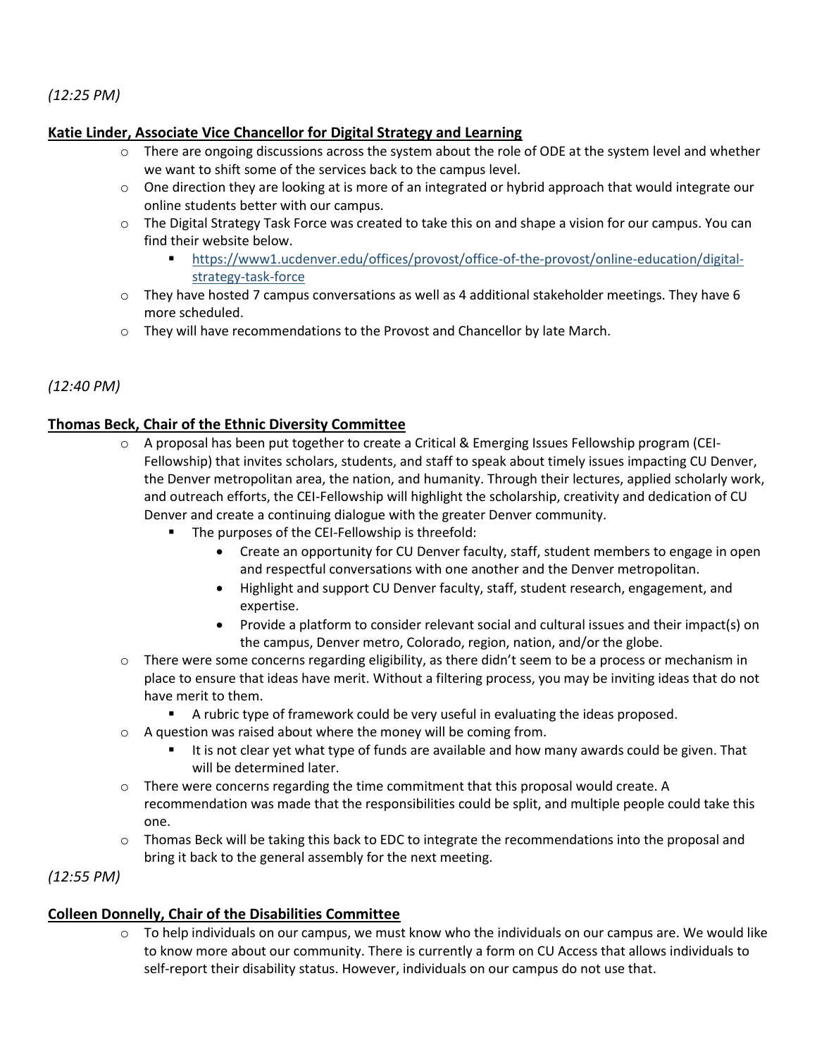*(12:25 PM)*

**Katie Linder, Associate Vice Chancellor for Digital Strategy and Learning**

- There are ongoing discussions across the system about the role of ODE at the system level and whether we want to shift some of the services back to the campus level.
- One direction they are looking at is more of an integrated or hybrid approach that would integrate our online students better with our campus.
- The Digital Strategy Task Force was created to take this on and shape a vision for our campus. You can find their website below.
    - https://www1.ucdenver.edu/offices/provost/office-of-the-provost/online-education/digital-strategy-task-force
- They have hosted 7 campus conversations as well as 4 additional stakeholder meetings. They have 6 more scheduled.
- They will have recommendations to the Provost and Chancellor by late March.

*(12:40 PM)*

**Thomas Beck, Chair of the Ethnic Diversity Committee**

- A proposal has been put together to create a Critical & Emerging Issues Fellowship program (CEI-Fellowship) that invites scholars, students, and staff to speak about timely issues impacting CU Denver, the Denver metropolitan area, the nation, and humanity. Through their lectures, applied scholarly work, and outreach efforts, the CEI-Fellowship will highlight the scholarship, creativity and dedication of CU Denver and create a continuing dialogue with the greater Denver community.
    - The purposes of the CEI-Fellowship is threefold:
        - Create an opportunity for CU Denver faculty, staff, student members to engage in open and respectful conversations with one another and the Denver metropolitan.
        - Highlight and support CU Denver faculty, staff, student research, engagement, and expertise.
        - Provide a platform to consider relevant social and cultural issues and their impact(s) on the campus, Denver metro, Colorado, region, nation, and/or the globe.
- There were some concerns regarding eligibility, as there didn't seem to be a process or mechanism in place to ensure that ideas have merit. Without a filtering process, you may be inviting ideas that do not have merit to them.
    - A rubric type of framework could be very useful in evaluating the ideas proposed.
- A question was raised about where the money will be coming from.
    - It is not clear yet what type of funds are available and how many awards could be given. That will be determined later.
- There were concerns regarding the time commitment that this proposal would create. A recommendation was made that the responsibilities could be split, and multiple people could take this one.
- Thomas Beck will be taking this back to EDC to integrate the recommendations into the proposal and bring it back to the general assembly for the next meeting.

*(12:55 PM)*

**Colleen Donnelly, Chair of the Disabilities Committee**

- To help individuals on our campus, we must know who the individuals on our campus are. We would like to know more about our community. There is currently a form on CU Access that allows individuals to self-report their disability status. However, individuals on our campus do not use that.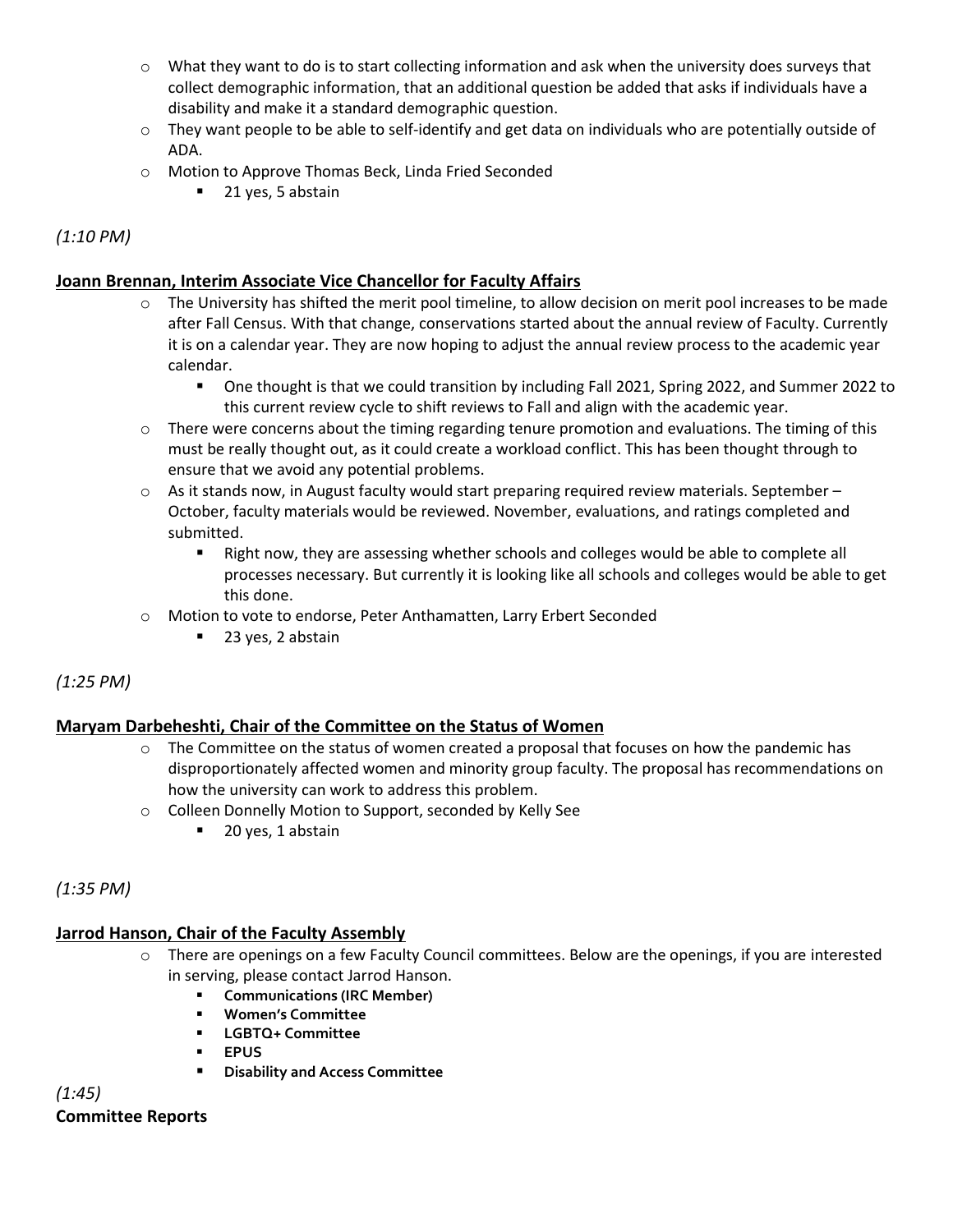- What they want to do is to start collecting information and ask when the university does surveys that collect demographic information, that an additional question be added that asks if individuals have a disability and make it a standard demographic question.
- They want people to be able to self-identify and get data on individuals who are potentially outside of ADA.
- Motion to Approve Thomas Beck, Linda Fried Seconded
  - 21 yes, 5 abstain

*(1:10 PM)*

**Joann Brennan, Interim Associate Vice Chancellor for Faculty Affairs**

- The University has shifted the merit pool timeline, to allow decision on merit pool increases to be made after Fall Census. With that change, conservations started about the annual review of Faculty. Currently it is on a calendar year. They are now hoping to adjust the annual review process to the academic year calendar.
  - One thought is that we could transition by including Fall 2021, Spring 2022, and Summer 2022 to this current review cycle to shift reviews to Fall and align with the academic year.
- There were concerns about the timing regarding tenure promotion and evaluations. The timing of this must be really thought out, as it could create a workload conflict. This has been thought through to ensure that we avoid any potential problems.
- As it stands now, in August faculty would start preparing required review materials. September – October, faculty materials would be reviewed. November, evaluations, and ratings completed and submitted.
  - Right now, they are assessing whether schools and colleges would be able to complete all processes necessary. But currently it is looking like all schools and colleges would be able to get this done.
- Motion to vote to endorse, Peter Anthamatten, Larry Erbert Seconded
  - 23 yes, 2 abstain

*(1:25 PM)*

**Maryam Darbeheshti, Chair of the Committee on the Status of Women**

- The Committee on the status of women created a proposal that focuses on how the pandemic has disproportionately affected women and minority group faculty. The proposal has recommendations on how the university can work to address this problem.
- Colleen Donnelly Motion to Support, seconded by Kelly See
  - 20 yes, 1 abstain

*(1:35 PM)*

**Jarrod Hanson, Chair of the Faculty Assembly**

- There are openings on a few Faculty Council committees. Below are the openings, if you are interested in serving, please contact Jarrod Hanson.
  - **Communications (IRC Member)**
  - **Women's Committee**
  - **LGBTQ+ Committee**
  - **EPUS**
  - **Disability and Access Committee**

*(1:45)*

**Committee Reports**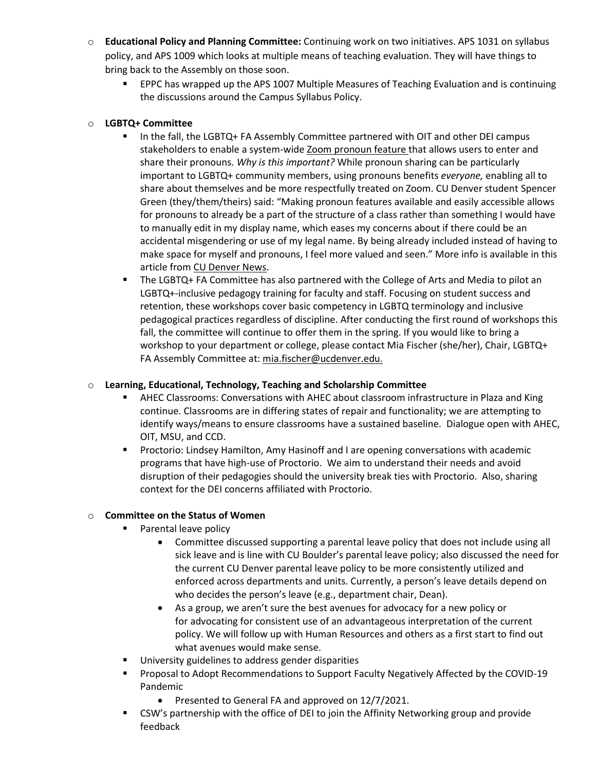- **Educational Policy and Planning Committee:** Continuing work on two initiatives. APS 1031 on syllabus policy, and APS 1009 which looks at multiple means of teaching evaluation. They will have things to bring back to the Assembly on those soon.
  - EPPC has wrapped up the APS 1007 Multiple Measures of Teaching Evaluation and is continuing the discussions around the Campus Syllabus Policy.

- **LGBTQ+ Committee**
  - In the fall, the LGBTQ+ FA Assembly Committee partnered with OIT and other DEI campus stakeholders to enable a system-wide Zoom pronoun feature that allows users to enter and share their pronouns. *Why is this important?* While pronoun sharing can be particularly important to LGBTQ+ community members, using pronouns benefits *everyone,* enabling all to share about themselves and be more respectfully treated on Zoom. CU Denver student Spencer Green (they/them/theirs) said: "Making pronoun features available and easily accessible allows for pronouns to already be a part of the structure of a class rather than something I would have to manually edit in my display name, which eases my concerns about if there could be an accidental misgendering or use of my legal name. By being already included instead of having to make space for myself and pronouns, I feel more valued and seen." More info is available in this article from CU Denver News.
  - The LGBTQ+ FA Committee has also partnered with the College of Arts and Media to pilot an LGBTQ+-inclusive pedagogy training for faculty and staff. Focusing on student success and retention, these workshops cover basic competency in LGBTQ terminology and inclusive pedagogical practices regardless of discipline. After conducting the first round of workshops this fall, the committee will continue to offer them in the spring. If you would like to bring a workshop to your department or college, please contact Mia Fischer (she/her), Chair, LGBTQ+ FA Assembly Committee at: mia.fischer@ucdenver.edu.

- **Learning, Educational, Technology, Teaching and Scholarship Committee**
  - AHEC Classrooms: Conversations with AHEC about classroom infrastructure in Plaza and King continue. Classrooms are in differing states of repair and functionality; we are attempting to identify ways/means to ensure classrooms have a sustained baseline. Dialogue open with AHEC, OIT, MSU, and CCD.
  - Proctorio: Lindsey Hamilton, Amy Hasinoff and I are opening conversations with academic programs that have high-use of Proctorio. We aim to understand their needs and avoid disruption of their pedagogies should the university break ties with Proctorio. Also, sharing context for the DEI concerns affiliated with Proctorio.

- **Committee on the Status of Women**
  - Parental leave policy
    - Committee discussed supporting a parental leave policy that does not include using all sick leave and is line with CU Boulder's parental leave policy; also discussed the need for the current CU Denver parental leave policy to be more consistently utilized and enforced across departments and units. Currently, a person's leave details depend on who decides the person's leave (e.g., department chair, Dean).
    - As a group, we aren't sure the best avenues for advocacy for a new policy or for advocating for consistent use of an advantageous interpretation of the current policy. We will follow up with Human Resources and others as a first start to find out what avenues would make sense.
  - University guidelines to address gender disparities
  - Proposal to Adopt Recommendations to Support Faculty Negatively Affected by the COVID-19 Pandemic
    - Presented to General FA and approved on 12/7/2021.
  - CSW's partnership with the office of DEI to join the Affinity Networking group and provide feedback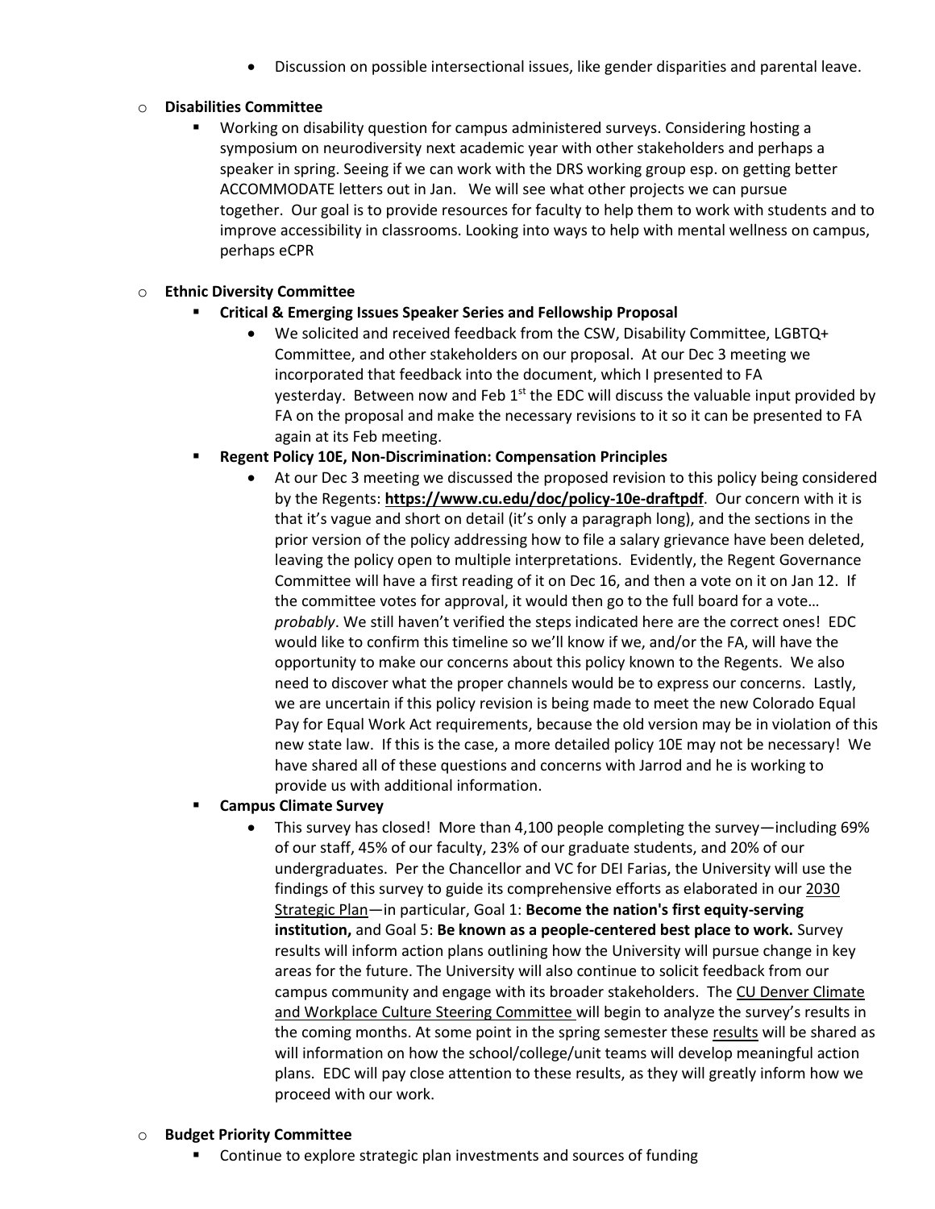- Discussion on possible intersectional issues, like gender disparities and parental leave.

- **Disabilities Committee**
  - Working on disability question for campus administered surveys. Considering hosting a symposium on neurodiversity next academic year with other stakeholders and perhaps a speaker in spring. Seeing if we can work with the DRS working group esp. on getting better ACCOMMODATE letters out in Jan. We will see what other projects we can pursue together. Our goal is to provide resources for faculty to help them to work with students and to improve accessibility in classrooms. Looking into ways to help with mental wellness on campus, perhaps eCPR

- **Ethnic Diversity Committee**
  - **Critical & Emerging Issues Speaker Series and Fellowship Proposal**
    - We solicited and received feedback from the CSW, Disability Committee, LGBTQ+ Committee, and other stakeholders on our proposal. At our Dec 3 meeting we incorporated that feedback into the document, which I presented to FA yesterday. Between now and Feb 1st the EDC will discuss the valuable input provided by FA on the proposal and make the necessary revisions to it so it can be presented to FA again at its Feb meeting.
  - **Regent Policy 10E, Non-Discrimination: Compensation Principles**
    - At our Dec 3 meeting we discussed the proposed revision to this policy being considered by the Regents: **https://www.cu.edu/doc/policy-10e-draftpdf**. Our concern with it is that it's vague and short on detail (it's only a paragraph long), and the sections in the prior version of the policy addressing how to file a salary grievance have been deleted, leaving the policy open to multiple interpretations. Evidently, the Regent Governance Committee will have a first reading of it on Dec 16, and then a vote on it on Jan 12. If the committee votes for approval, it would then go to the full board for a vote… *probably*. We still haven't verified the steps indicated here are the correct ones! EDC would like to confirm this timeline so we'll know if we, and/or the FA, will have the opportunity to make our concerns about this policy known to the Regents. We also need to discover what the proper channels would be to express our concerns. Lastly, we are uncertain if this policy revision is being made to meet the new Colorado Equal Pay for Equal Work Act requirements, because the old version may be in violation of this new state law. If this is the case, a more detailed policy 10E may not be necessary! We have shared all of these questions and concerns with Jarrod and he is working to provide us with additional information.
  - **Campus Climate Survey**
    - This survey has closed! More than 4,100 people completing the survey—including 69% of our staff, 45% of our faculty, 23% of our graduate students, and 20% of our undergraduates. Per the Chancellor and VC for DEI Farias, the University will use the findings of this survey to guide its comprehensive efforts as elaborated in our 2030 Strategic Plan—in particular, Goal 1: **Become the nation's first equity-serving institution,** and Goal 5: **Be known as a people-centered best place to work.** Survey results will inform action plans outlining how the University will pursue change in key areas for the future. The University will also continue to solicit feedback from our campus community and engage with its broader stakeholders. The CU Denver Climate and Workplace Culture Steering Committee will begin to analyze the survey's results in the coming months. At some point in the spring semester these results will be shared as will information on how the school/college/unit teams will develop meaningful action plans. EDC will pay close attention to these results, as they will greatly inform how we proceed with our work.

- **Budget Priority Committee**
  - Continue to explore strategic plan investments and sources of funding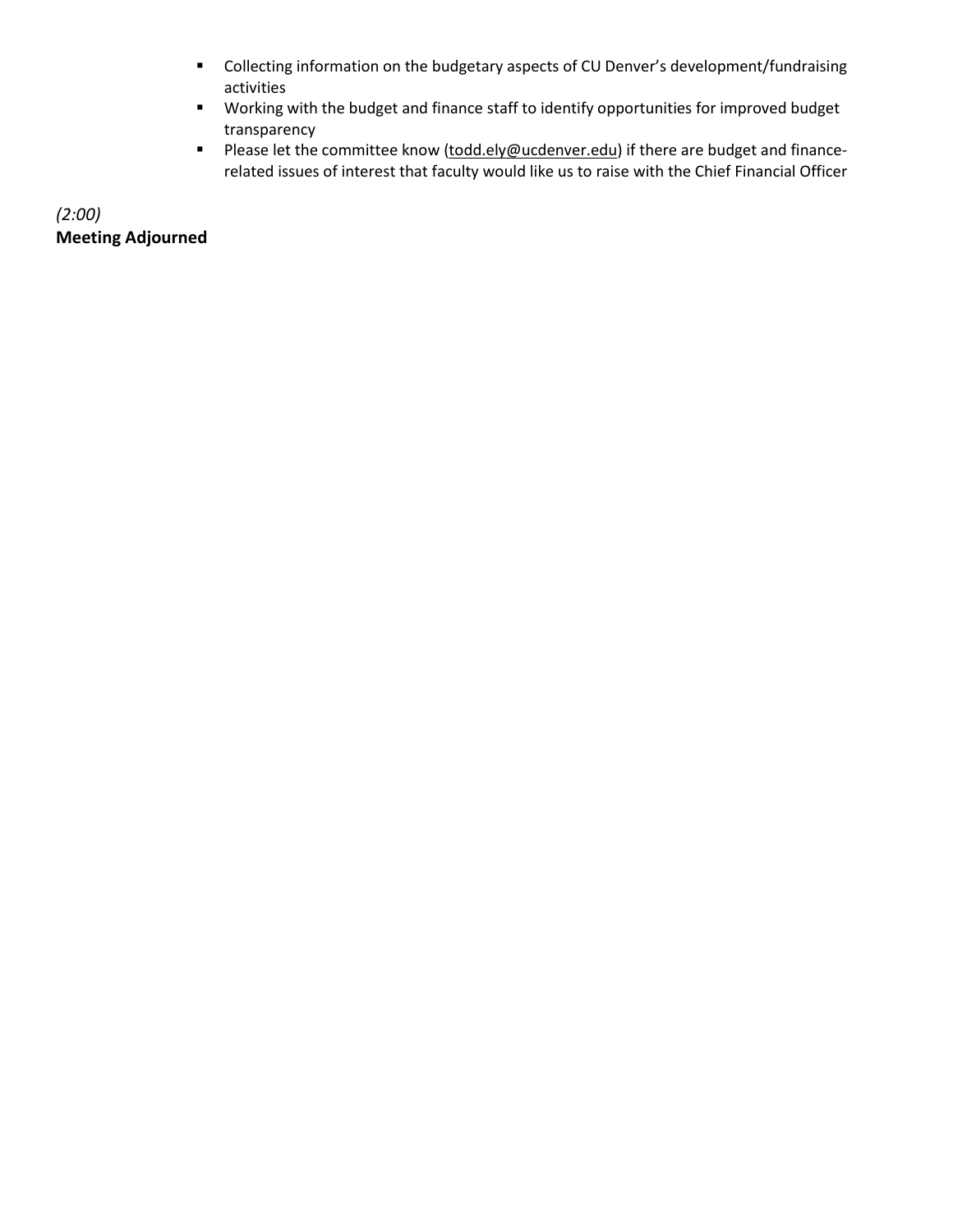- Collecting information on the budgetary aspects of CU Denver's development/fundraising activities
- Working with the budget and finance staff to identify opportunities for improved budget transparency
- Please let the committee know (todd.ely@ucdenver.edu) if there are budget and finance-related issues of interest that faculty would like us to raise with the Chief Financial Officer

*(2:00)*
**Meeting Adjourned**